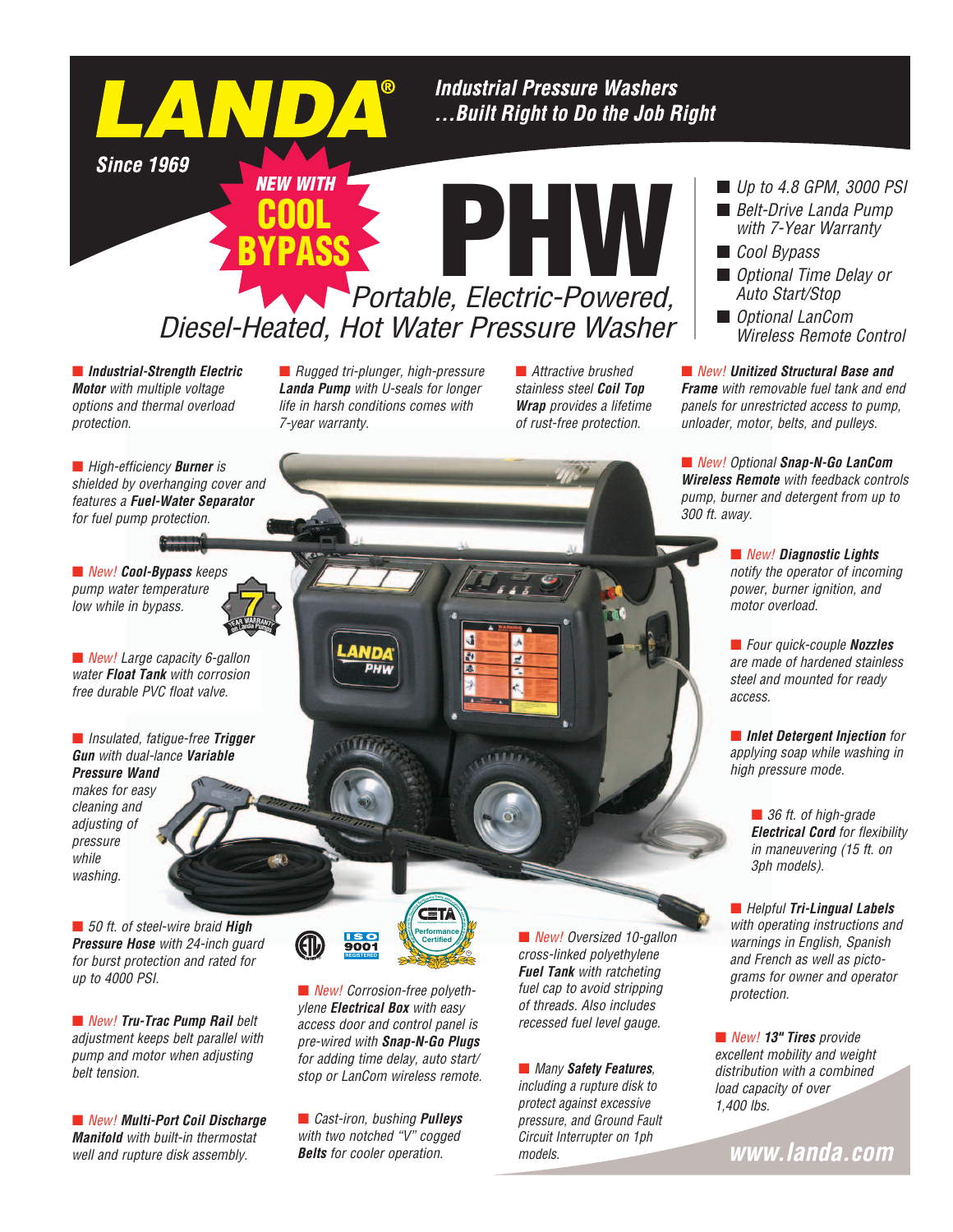# LANDA®

**Since 1969**

***Industrial Pressure Washers***
***...Built Right to Do the Job Right***

**NEW WITH COOL BYPASS**

# PHW

## *Portable, Electric-Powered, Diesel-Heated, Hot Water Pressure Washer*

- *Up to 4.8 GPM, 3000 PSI*
- *Belt-Drive Landa Pump with 7-Year Warranty*
- *Cool Bypass*
- *Optional Time Delay or Auto Start/Stop*
- *Optional LanCom Wireless Remote Control*

- ***Industrial-Strength Electric Motor*** *with multiple voltage options and thermal overload protection.*
- *Rugged tri-plunger, high-pressure* ***Landa Pump*** *with U-seals for longer life in harsh conditions comes with 7-year warranty.*
- *Attractive brushed stainless steel* ***Coil Top Wrap*** *provides a lifetime of rust-free protection.*
- *New!* ***Unitized Structural Base and Frame*** *with removable fuel tank and end panels for unrestricted access to pump, unloader, motor, belts, and pulleys.*
- *High-efficiency* ***Burner*** *is shielded by overhanging cover and features a* ***Fuel-Water Separator*** *for fuel pump protection.*
- *New! Optional* ***Snap-N-Go LanCom Wireless Remote*** *with feedback controls pump, burner and detergent from up to 300 ft. away.*
- *New!* ***Cool-Bypass*** *keeps pump water temperature low while in bypass.*
- *New!* ***Diagnostic Lights*** *notify the operator of incoming power, burner ignition, and motor overload.*
- *New! Large capacity 6-gallon water* ***Float Tank*** *with corrosion free durable PVC float valve.*
- *Four quick-couple* ***Nozzles*** *are made of hardened stainless steel and mounted for ready access.*
- *Insulated, fatigue-free* ***Trigger Gun*** *with dual-lance* ***Variable Pressure Wand*** *makes for easy cleaning and adjusting of pressure while washing.*
- ***Inlet Detergent Injection*** *for applying soap while washing in high pressure mode.*
- *36 ft. of high-grade* ***Electrical Cord*** *for flexibility in maneuvering (15 ft. on 3ph models).*
- *50 ft. of steel-wire braid* ***High Pressure Hose*** *with 24-inch guard for burst protection and rated for up to 4000 PSI.*
- *Helpful* ***Tri-Lingual Labels*** *with operating instructions and warnings in English, Spanish and French as well as pictograms for owner and operator protection.*
- *New! Corrosion-free polyethylene* ***Electrical Box*** *with easy access door and control panel is pre-wired with* ***Snap-N-Go Plugs*** *for adding time delay, auto start/stop or LanCom wireless remote.*
- *New! Oversized 10-gallon cross-linked polyethylene* ***Fuel Tank*** *with ratcheting fuel cap to avoid stripping of threads. Also includes recessed fuel level gauge.*
- *New!* ***13" Tires*** *provide excellent mobility and weight distribution with a combined load capacity of over 1,400 lbs.*
- *New!* ***Tru-Trac Pump Rail*** *belt adjustment keeps belt parallel with pump and motor when adjusting belt tension.*
- *Many* ***Safety Features****, including a rupture disk to protect against excessive pressure, and Ground Fault Circuit Interrupter on 1ph models.*
- *New!* ***Multi-Port Coil Discharge Manifold*** *with built-in thermostat well and rupture disk assembly.*
- *Cast-iron, bushing* ***Pulleys*** *with two notched "V" cogged* ***Belts*** *for cooler operation.*

ISO 9001 REGISTERED

CETA Performance Certified

**www.landa.com**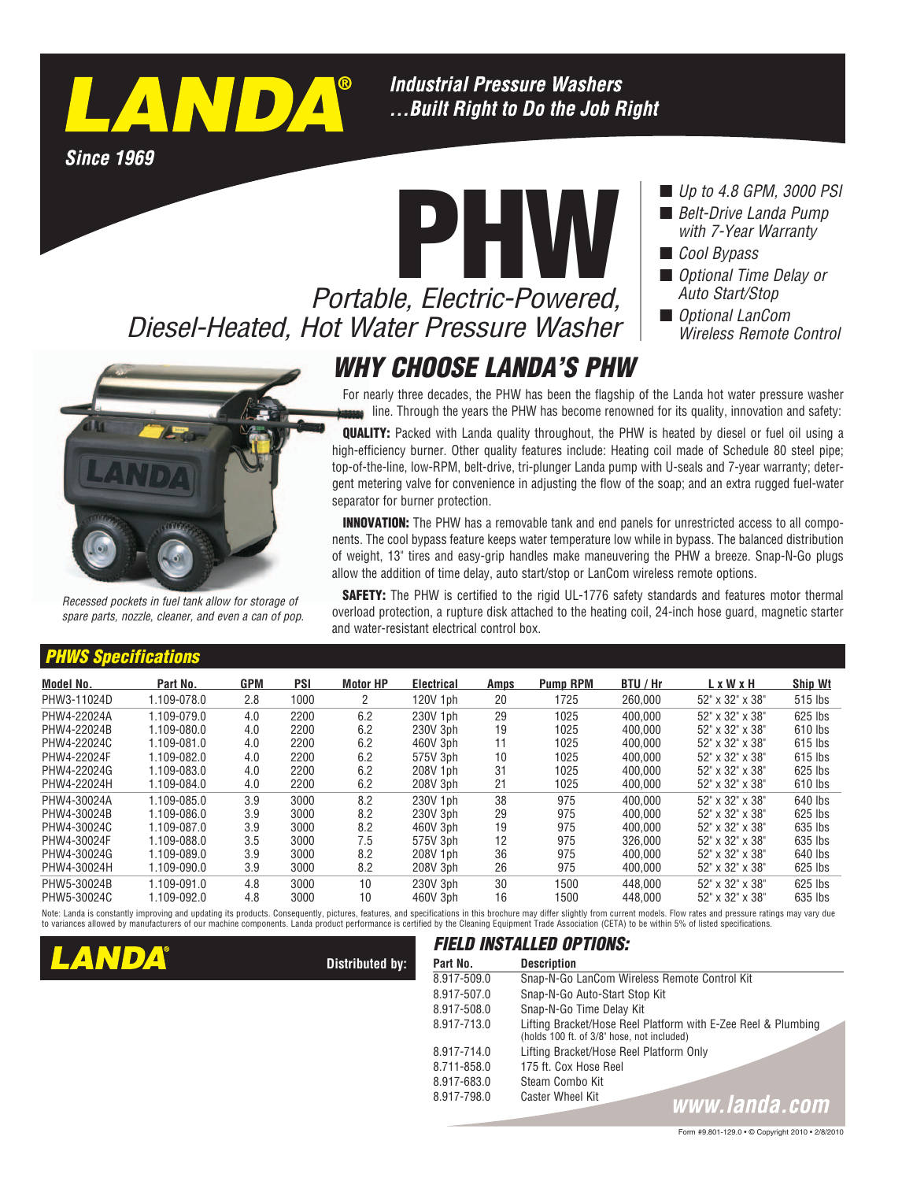# LANDA®

*Since 1969*

***Industrial Pressure Washers***
***…Built Right to Do the Job Right***

# PHW

*Portable, Electric-Powered, Diesel-Heated, Hot Water Pressure Washer*

- *Up to 4.8 GPM, 3000 PSI*
- *Belt-Drive Landa Pump with 7-Year Warranty*
- *Cool Bypass*
- *Optional Time Delay or Auto Start/Stop*
- *Optional LanCom Wireless Remote Control*

*Recessed pockets in fuel tank allow for storage of spare parts, nozzle, cleaner, and even a can of pop.*

## WHY CHOOSE LANDA'S PHW

For nearly three decades, the PHW has been the flagship of the Landa hot water pressure washer line. Through the years the PHW has become renowned for its quality, innovation and safety:

**QUALITY:** Packed with Landa quality throughout, the PHW is heated by diesel or fuel oil using a high-efficiency burner. Other quality features include: Heating coil made of Schedule 80 steel pipe; top-of-the-line, low-RPM, belt-drive, tri-plunger Landa pump with U-seals and 7-year warranty; detergent metering valve for convenience in adjusting the flow of the soap; and an extra rugged fuel-water separator for burner protection.

**INNOVATION:** The PHW has a removable tank and end panels for unrestricted access to all components. The cool bypass feature keeps water temperature low while in bypass. The balanced distribution of weight, 13" tires and easy-grip handles make maneuvering the PHW a breeze. Snap-N-Go plugs allow the addition of time delay, auto start/stop or LanCom wireless remote options.

**SAFETY:** The PHW is certified to the rigid UL-1776 safety standards and features motor thermal overload protection, a rupture disk attached to the heating coil, 24-inch hose guard, magnetic starter and water-resistant electrical control box.

## PHWS Specifications

| Model No. | Part No. | GPM | PSI | Motor HP | Electrical | Amps | Pump RPM | BTU / Hr | L x W x H | Ship Wt |
|---|---|---|---|---|---|---|---|---|---|---|
| PHW3-11024D | 1.109-078.0 | 2.8 | 1000 | 2 | 120V 1ph | 20 | 1725 | 260,000 | 52" x 32" x 38" | 515 lbs |
| PHW4-22024A | 1.109-079.0 | 4.0 | 2200 | 6.2 | 230V 1ph | 29 | 1025 | 400,000 | 52" x 32" x 38" | 625 lbs |
| PHW4-22024B | 1.109-080.0 | 4.0 | 2200 | 6.2 | 230V 3ph | 19 | 1025 | 400,000 | 52" x 32" x 38" | 610 lbs |
| PHW4-22024C | 1.109-081.0 | 4.0 | 2200 | 6.2 | 460V 3ph | 11 | 1025 | 400,000 | 52" x 32" x 38" | 615 lbs |
| PHW4-22024F | 1.109-082.0 | 4.0 | 2200 | 6.2 | 575V 3ph | 10 | 1025 | 400,000 | 52" x 32" x 38" | 615 lbs |
| PHW4-22024G | 1.109-083.0 | 4.0 | 2200 | 6.2 | 208V 1ph | 31 | 1025 | 400,000 | 52" x 32" x 38" | 625 lbs |
| PHW4-22024H | 1.109-084.0 | 4.0 | 2200 | 6.2 | 208V 3ph | 21 | 1025 | 400,000 | 52" x 32" x 38" | 610 lbs |
| PHW4-30024A | 1.109-085.0 | 3.9 | 3000 | 8.2 | 230V 1ph | 38 | 975 | 400,000 | 52" x 32" x 38" | 640 lbs |
| PHW4-30024B | 1.109-086.0 | 3.9 | 3000 | 8.2 | 230V 3ph | 29 | 975 | 400,000 | 52" x 32" x 38" | 625 lbs |
| PHW4-30024C | 1.109-087.0 | 3.9 | 3000 | 8.2 | 460V 3ph | 19 | 975 | 400,000 | 52" x 32" x 38" | 635 lbs |
| PHW4-30024F | 1.109-088.0 | 3.5 | 3000 | 7.5 | 575V 3ph | 12 | 975 | 326,000 | 52" x 32" x 38" | 635 lbs |
| PHW4-30024G | 1.109-089.0 | 3.9 | 3000 | 8.2 | 208V 1ph | 36 | 975 | 400,000 | 52" x 32" x 38" | 640 lbs |
| PHW4-30024H | 1.109-090.0 | 3.9 | 3000 | 8.2 | 208V 3ph | 26 | 975 | 400,000 | 52" x 32" x 38" | 625 lbs |
| PHW5-30024B | 1.109-091.0 | 4.8 | 3000 | 10 | 230V 3ph | 30 | 1500 | 448,000 | 52" x 32" x 38" | 625 lbs |
| PHW5-30024C | 1.109-092.0 | 4.8 | 3000 | 10 | 460V 3ph | 16 | 1500 | 448,000 | 52" x 32" x 38" | 635 lbs |

Note: Landa is constantly improving and updating its products. Consequently, pictures, features, and specifications in this brochure may differ slightly from current models. Flow rates and pressure ratings may vary due to variances allowed by manufacturers of our machine components. Landa product performance is certified by the Cleaning Equipment Trade Association (CETA) to be within 5% of listed specifications.

**LANDA®**

**Distributed by:**

## FIELD INSTALLED OPTIONS:

| Part No. | Description |
|---|---|
| 8.917-509.0 | Snap-N-Go LanCom Wireless Remote Control Kit |
| 8.917-507.0 | Snap-N-Go Auto-Start Stop Kit |
| 8.917-508.0 | Snap-N-Go Time Delay Kit |
| 8.917-713.0 | Lifting Bracket/Hose Reel Platform with E-Zee Reel & Plumbing (holds 100 ft. of 3/8" hose, not included) |
| 8.917-714.0 | Lifting Bracket/Hose Reel Platform Only |
| 8.711-858.0 | 175 ft. Cox Hose Reel |
| 8.917-683.0 | Steam Combo Kit |
| 8.917-798.0 | Caster Wheel Kit |

**www.landa.com**

Form #9.801-129.0 • © Copyright 2010 • 2/8/2010